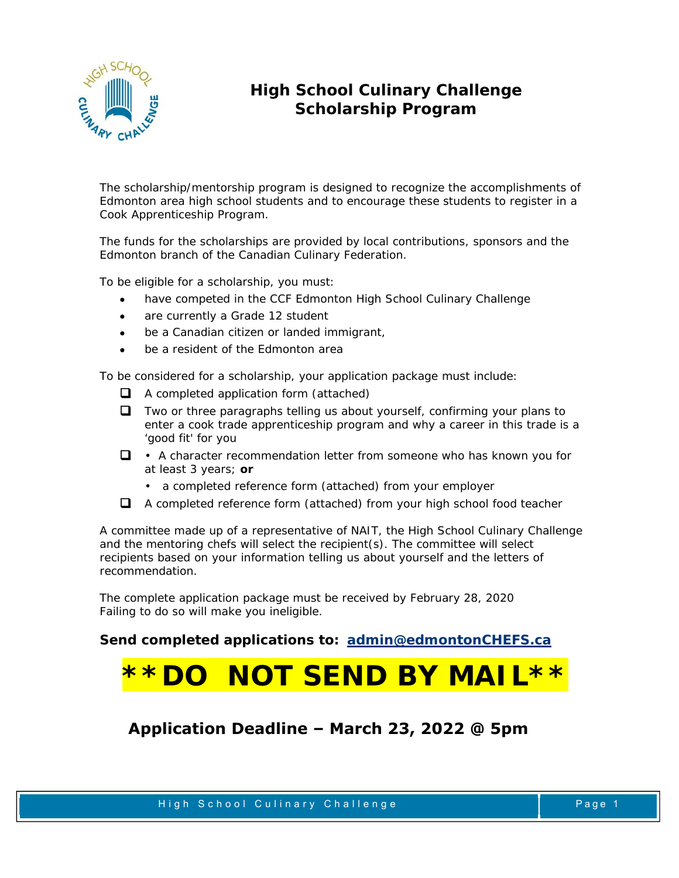# High School Culinary Challenge Scholarship Program

The scholarship/mentorship program is designed to recognize the accomplishments of Edmonton area high school students and to encourage these students to register in a Cook Apprenticeship Program.

The funds for the scholarships are provided by local contributions, sponsors and the Edmonton branch of the Canadian Culinary Federation.

To be eligible for a scholarship, you must:

- have competed in the CCF Edmonton High School Culinary Challenge
- are currently a Grade 12 student
- be a Canadian citizen or landed immigrant,
- be a resident of the Edmonton area

To be considered for a scholarship, your application package must include:

- [ ] A completed application form (attached)
- [ ] Two or three paragraphs telling us about yourself, confirming your plans to enter a cook trade apprenticeship program and why a career in this trade is a 'good fit' for you
- [ ] • A character recommendation letter from someone who has known you for at least 3 years; **or**
  - a completed reference form (attached) from your employer
- [ ] A completed reference form (attached) from your high school food teacher

A committee made up of a representative of NAIT, the High School Culinary Challenge and the mentoring chefs will select the recipient(s). The committee will select recipients based on your information telling us about yourself and the letters of recommendation.

The complete application package must be received by February 28, 2020
Failing to do so will make you ineligible.

**Send completed applications to: admin@edmontonCHEFS.ca**

# **DO NOT SEND BY MAIL**

## Application Deadline – March 23, 2022 @ 5pm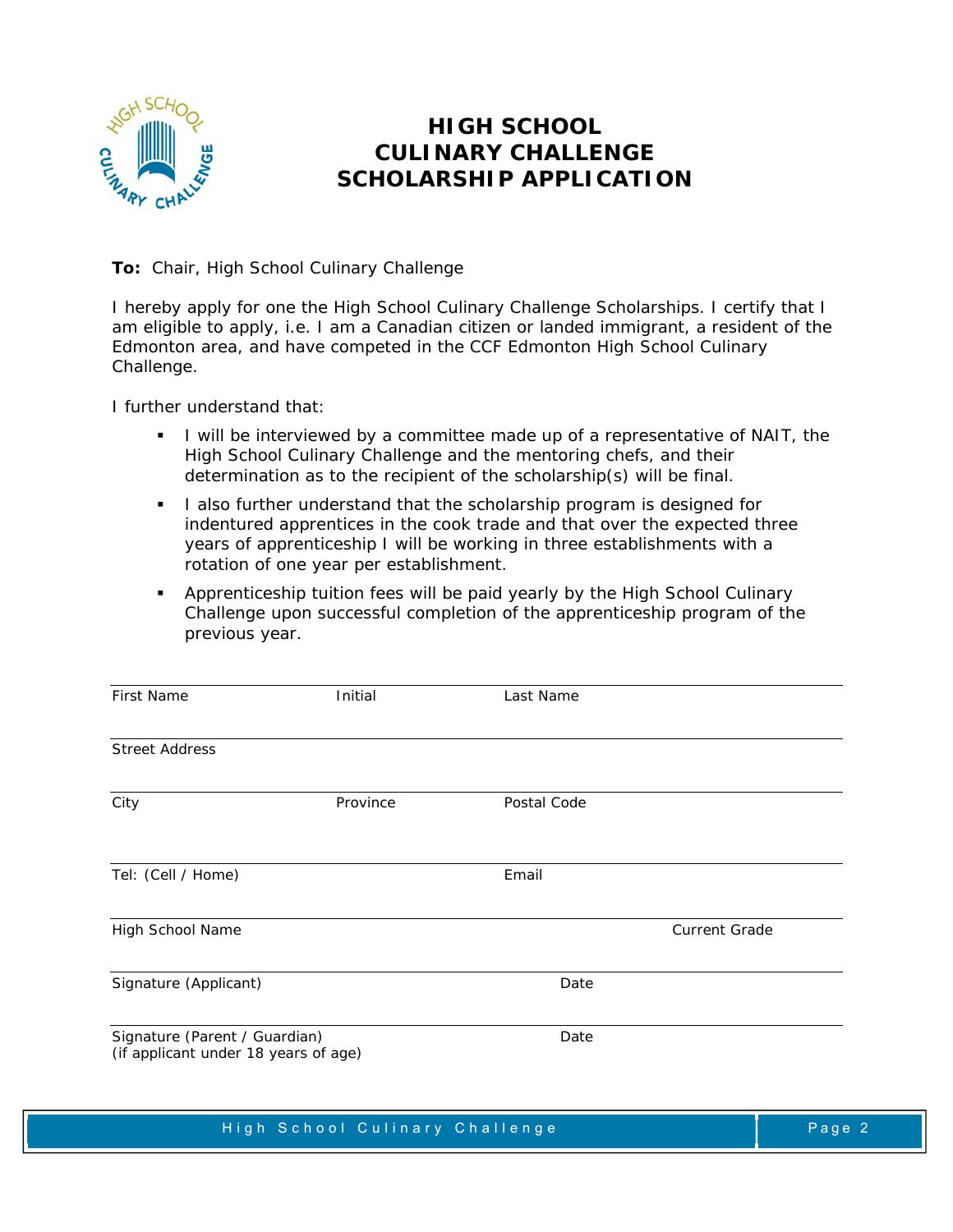# HIGH SCHOOL CULINARY CHALLENGE SCHOLARSHIP APPLICATION

**To:** Chair, High School Culinary Challenge

I hereby apply for one the High School Culinary Challenge Scholarships. I certify that I am eligible to apply, i.e. I am a Canadian citizen or landed immigrant, a resident of the Edmonton area, and have competed in the CCF Edmonton High School Culinary Challenge.

I further understand that:

- I will be interviewed by a committee made up of a representative of NAIT, the High School Culinary Challenge and the mentoring chefs, and their determination as to the recipient of the scholarship(s) will be final.
- I also further understand that the scholarship program is designed for indentured apprentices in the cook trade and that over the expected three years of apprenticeship I will be working in three establishments with a rotation of one year per establishment.
- Apprenticeship tuition fees will be paid yearly by the High School Culinary Challenge upon successful completion of the apprenticeship program of the previous year.

---

First Name | Initial | Last Name

---

Street Address

---

City | Province | Postal Code

---

Tel: (Cell / Home) | Email

---

High School Name | Current Grade

---

Signature (Applicant) | Date

---

Signature (Parent / Guardian) (if applicant under 18 years of age) | Date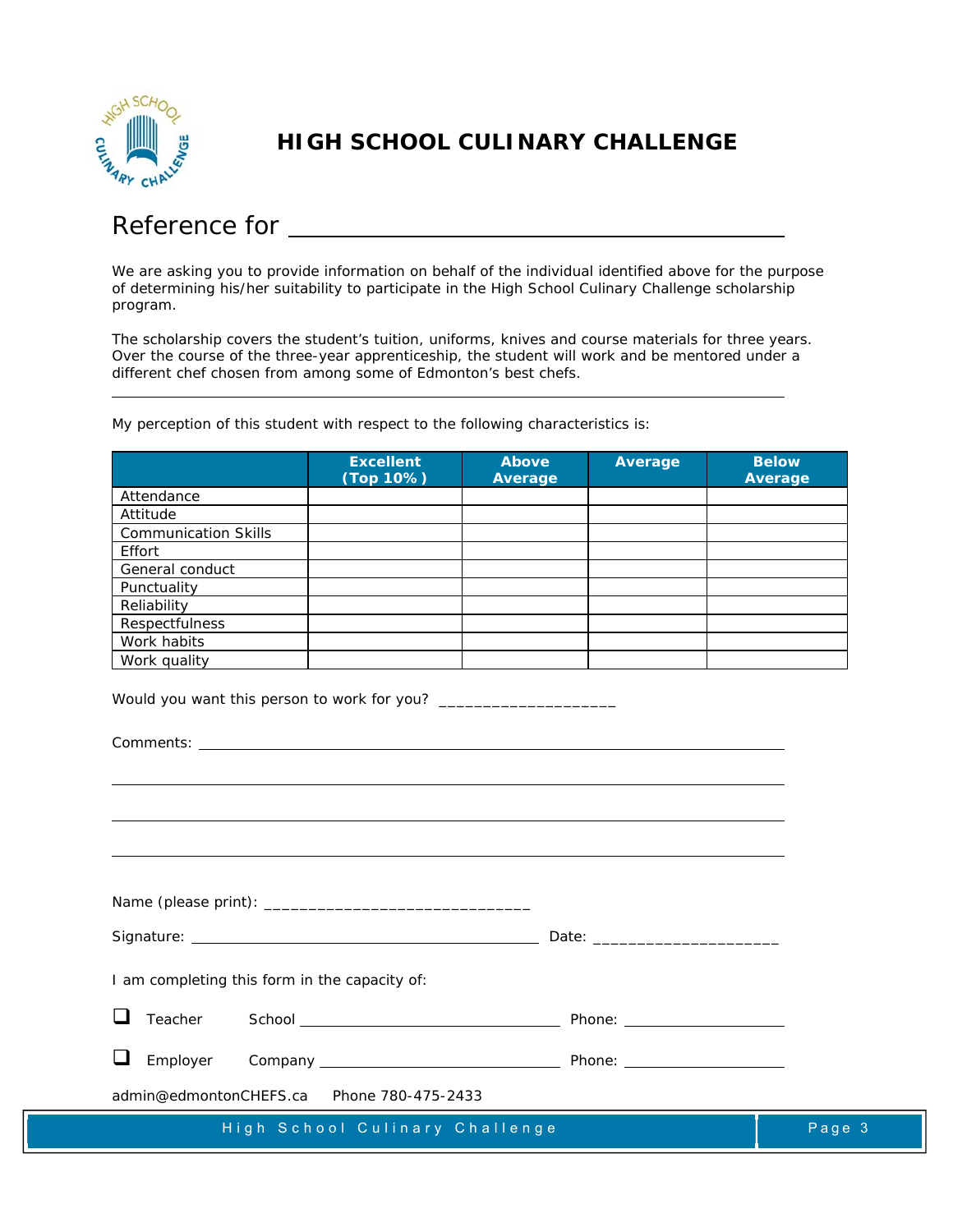# HIGH SCHOOL CULINARY CHALLENGE

## Reference for ______________________________

We are asking you to provide information on behalf of the individual identified above for the purpose of determining his/her suitability to participate in the High School Culinary Challenge scholarship program.

The scholarship covers the student's tuition, uniforms, knives and course materials for three years. Over the course of the three-year apprenticeship, the student will work and be mentored under a different chef chosen from among some of Edmonton's best chefs.

---

My perception of this student with respect to the following characteristics is:

| | Excellent (Top 10%) | Above Average | Average | Below Average |
|---|---|---|---|---|
| Attendance | | | | |
| Attitude | | | | |
| Communication Skills | | | | |
| Effort | | | | |
| General conduct | | | | |
| Punctuality | | | | |
| Reliability | | | | |
| Respectfulness | | | | |
| Work habits | | | | |
| Work quality | | | | |

Would you want this person to work for you? ____________________

Comments: ______________________________________________

______________________________________________

______________________________________________

______________________________________________

Name (please print): ______________________________

Signature: ______________________________ Date: ____________________

I am completing this form in the capacity of:

❑ Teacher School ______________________________ Phone: ____________________

❑ Employer Company ______________________________ Phone: ____________________

admin@edmontonCHEFS.ca Phone 780-475-2433